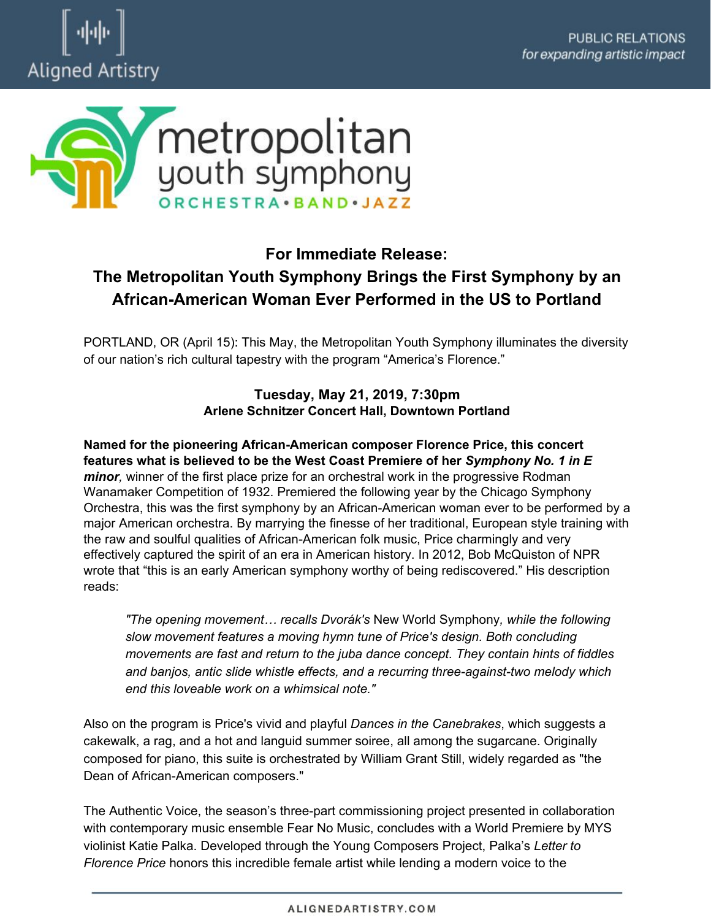Aligned Artistry

PUBLIC RELATIONS
*for expanding artistic impact*

metropolitan youth symphony
ORCHESTRA • BAND • JAZZ

## For Immediate Release:
## The Metropolitan Youth Symphony Brings the First Symphony by an African-American Woman Ever Performed in the US to Portland

PORTLAND, OR (April 15): This May, the Metropolitan Youth Symphony illuminates the diversity of our nation's rich cultural tapestry with the program "America's Florence."

**Tuesday, May 21, 2019, 7:30pm**
**Arlene Schnitzer Concert Hall, Downtown Portland**

**Named for the pioneering African-American composer Florence Price, this concert features what is believed to be the West Coast Premiere of her *Symphony No. 1 in E minor*,** winner of the first place prize for an orchestral work in the progressive Rodman Wanamaker Competition of 1932. Premiered the following year by the Chicago Symphony Orchestra, this was the first symphony by an African-American woman ever to be performed by a major American orchestra. By marrying the finesse of her traditional, European style training with the raw and soulful qualities of African-American folk music, Price charmingly and very effectively captured the spirit of an era in American history. In 2012, Bob McQuiston of NPR wrote that "this is an early American symphony worthy of being rediscovered." His description reads:

> *"The opening movement… recalls Dvořák's* New World Symphony*, while the following slow movement features a moving hymn tune of Price's design. Both concluding movements are fast and return to the juba dance concept. They contain hints of fiddles and banjos, antic slide whistle effects, and a recurring three-against-two melody which end this loveable work on a whimsical note."*

Also on the program is Price's vivid and playful *Dances in the Canebrakes*, which suggests a cakewalk, a rag, and a hot and languid summer soiree, all among the sugarcane. Originally composed for piano, this suite is orchestrated by William Grant Still, widely regarded as "the Dean of African-American composers."

The Authentic Voice, the season's three-part commissioning project presented in collaboration with contemporary music ensemble Fear No Music, concludes with a World Premiere by MYS violinist Katie Palka. Developed through the Young Composers Project, Palka's *Letter to Florence Price* honors this incredible female artist while lending a modern voice to the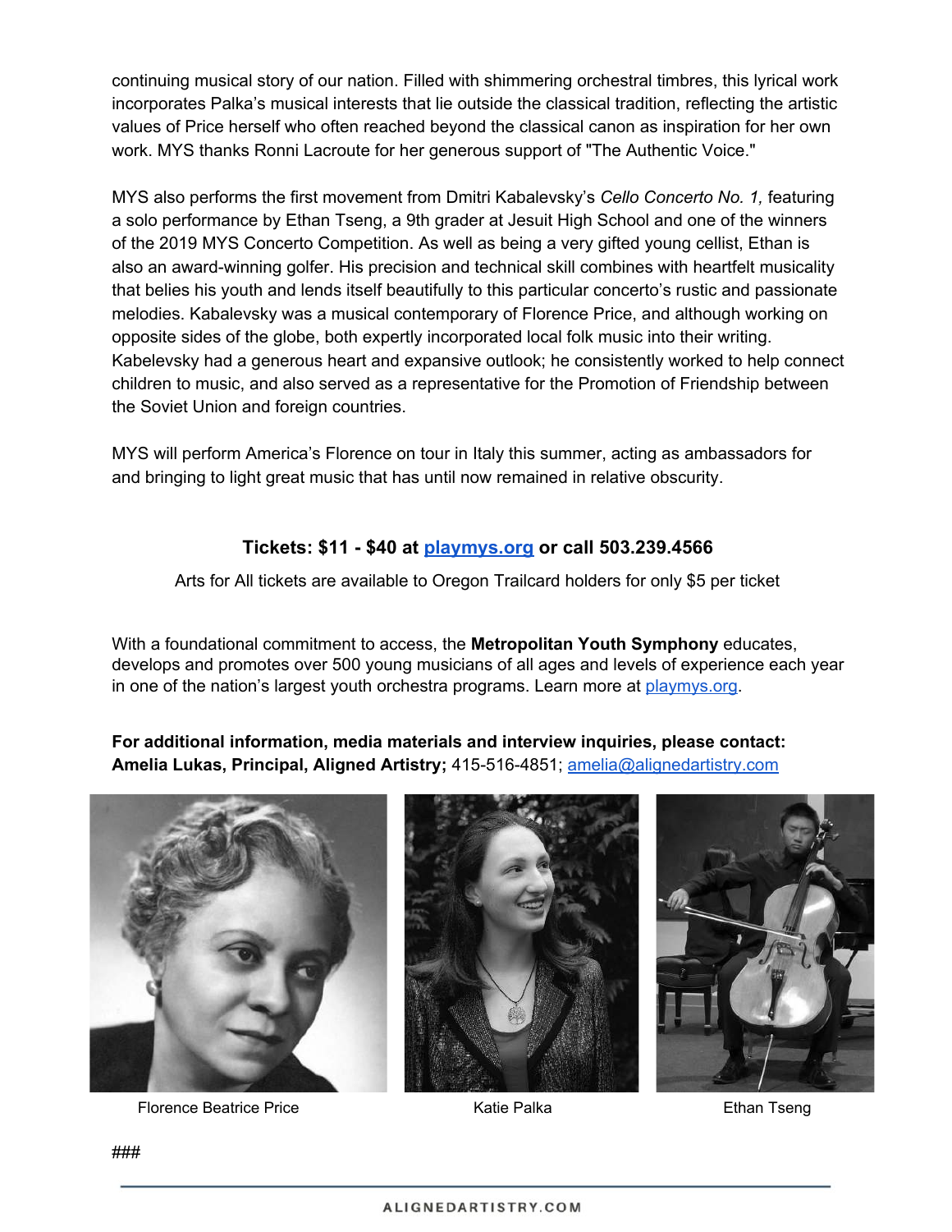continuing musical story of our nation. Filled with shimmering orchestral timbres, this lyrical work incorporates Palka's musical interests that lie outside the classical tradition, reflecting the artistic values of Price herself who often reached beyond the classical canon as inspiration for her own work. MYS thanks Ronni Lacroute for her generous support of "The Authentic Voice."

MYS also performs the first movement from Dmitri Kabalevsky's *Cello Concerto No. 1,* featuring a solo performance by Ethan Tseng, a 9th grader at Jesuit High School and one of the winners of the 2019 MYS Concerto Competition. As well as being a very gifted young cellist, Ethan is also an award-winning golfer. His precision and technical skill combines with heartfelt musicality that belies his youth and lends itself beautifully to this particular concerto's rustic and passionate melodies. Kabalevsky was a musical contemporary of Florence Price, and although working on opposite sides of the globe, both expertly incorporated local folk music into their writing. Kabelevsky had a generous heart and expansive outlook; he consistently worked to help connect children to music, and also served as a representative for the Promotion of Friendship between the Soviet Union and foreign countries.

MYS will perform America's Florence on tour in Italy this summer, acting as ambassadors for and bringing to light great music that has until now remained in relative obscurity.

**Tickets: $11 - $40 at [playmys.org](playmys.org) or call 503.239.4566**

Arts for All tickets are available to Oregon Trailcard holders for only $5 per ticket

With a foundational commitment to access, the **Metropolitan Youth Symphony** educates, develops and promotes over 500 young musicians of all ages and levels of experience each year in one of the nation's largest youth orchestra programs. Learn more at [playmys.org](playmys.org).

**For additional information, media materials and interview inquiries, please contact:**
**Amelia Lukas, Principal, Aligned Artistry;** 415-516-4851; [amelia@alignedartistry.com](mailto:amelia@alignedartistry.com)

Florence Beatrice Price

Katie Palka

Ethan Tseng

###